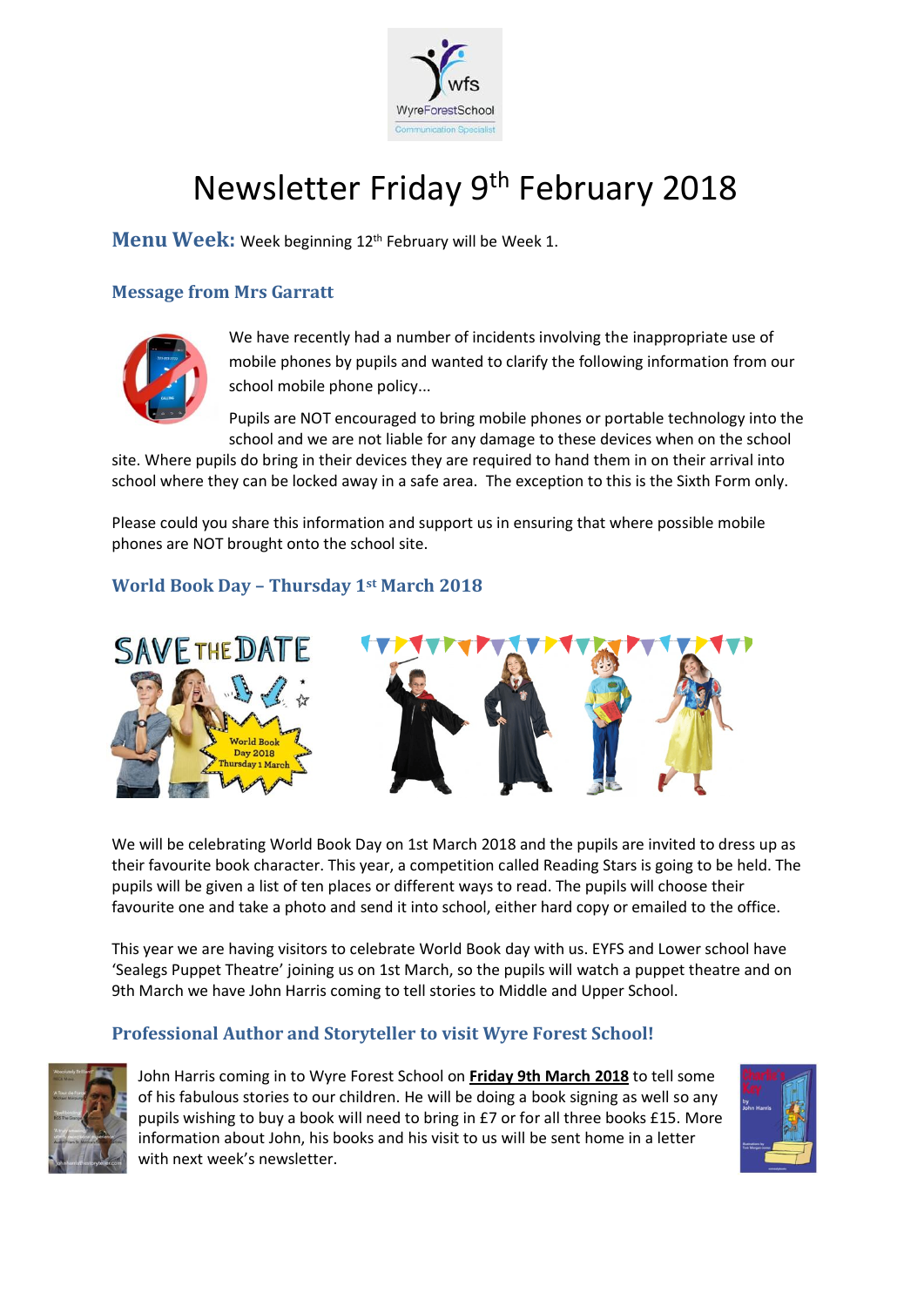# Newsletter Friday 9th February 2018

**Menu Week:** Week beginning 12th February will be Week 1.

## Message from Mrs Garratt

We have recently had a number of incidents involving the inappropriate use of mobile phones by pupils and wanted to clarify the following information from our school mobile phone policy...

Pupils are NOT encouraged to bring mobile phones or portable technology into the school and we are not liable for any damage to these devices when on the school site. Where pupils do bring in their devices they are required to hand them in on their arrival into school where they can be locked away in a safe area. The exception to this is the Sixth Form only.

Please could you share this information and support us in ensuring that where possible mobile phones are NOT brought onto the school site.

## World Book Day – Thursday 1st March 2018

We will be celebrating World Book Day on 1st March 2018 and the pupils are invited to dress up as their favourite book character. This year, a competition called Reading Stars is going to be held. The pupils will be given a list of ten places or different ways to read. The pupils will choose their favourite one and take a photo and send it into school, either hard copy or emailed to the office.

This year we are having visitors to celebrate World Book day with us. EYFS and Lower school have 'Sealegs Puppet Theatre' joining us on 1st March, so the pupils will watch a puppet theatre and on 9th March we have John Harris coming to tell stories to Middle and Upper School.

## Professional Author and Storyteller to visit Wyre Forest School!

John Harris coming in to Wyre Forest School on **Friday 9th March 2018** to tell some of his fabulous stories to our children. He will be doing a book signing as well so any pupils wishing to buy a book will need to bring in £7 or for all three books £15. More information about John, his books and his visit to us will be sent home in a letter with next week's newsletter.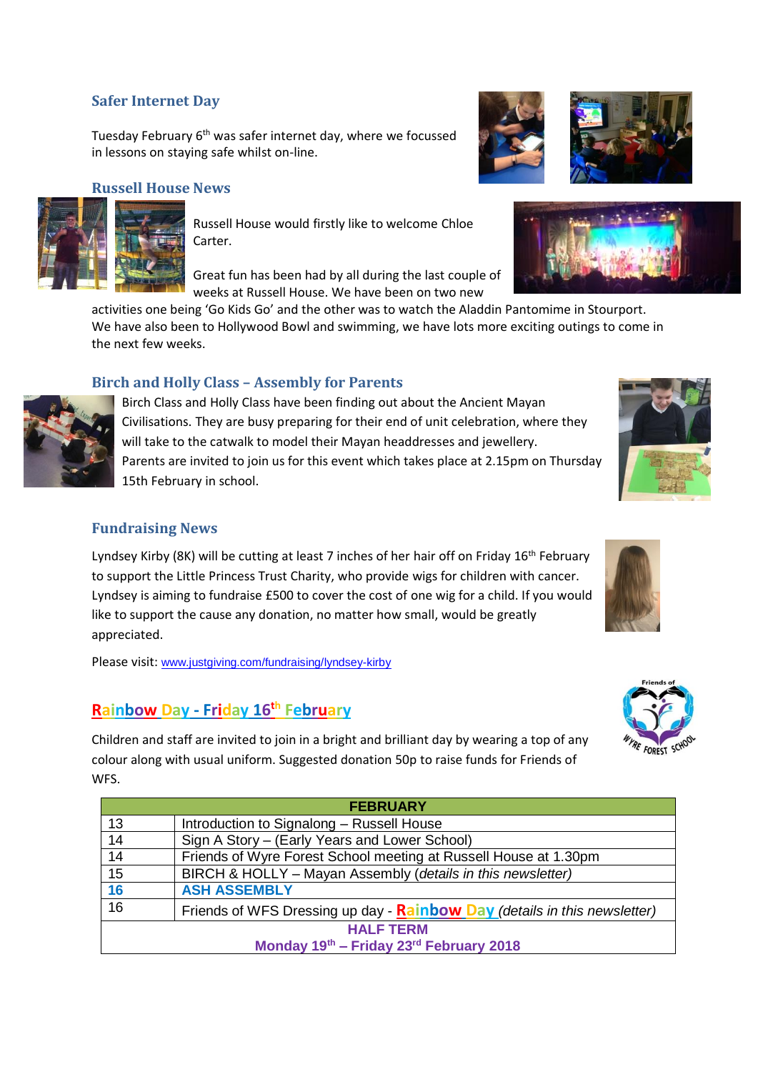## Safer Internet Day

Tuesday February 6th was safer internet day, where we focussed in lessons on staying safe whilst on-line.

## Russell House News

Russell House would firstly like to welcome Chloe Carter.

Great fun has been had by all during the last couple of weeks at Russell House. We have been on two new activities one being 'Go Kids Go' and the other was to watch the Aladdin Pantomime in Stourport. We have also been to Hollywood Bowl and swimming, we have lots more exciting outings to come in the next few weeks.

## Birch and Holly Class – Assembly for Parents

Birch Class and Holly Class have been finding out about the Ancient Mayan Civilisations. They are busy preparing for their end of unit celebration, where they will take to the catwalk to model their Mayan headdresses and jewellery. Parents are invited to join us for this event which takes place at 2.15pm on Thursday 15th February in school.

## Fundraising News

Lyndsey Kirby (8K) will be cutting at least 7 inches of her hair off on Friday 16th February to support the Little Princess Trust Charity, who provide wigs for children with cancer. Lyndsey is aiming to fundraise £500 to cover the cost of one wig for a child. If you would like to support the cause any donation, no matter how small, would be greatly appreciated.

Please visit: www.justgiving.com/fundraising/lyndsey-kirby

## Rainbow Day - Friday 16th February

Children and staff are invited to join in a bright and brilliant day by wearing a top of any colour along with usual uniform. Suggested donation 50p to raise funds for Friends of WFS.

| FEBRUARY | |
|---|---|
| 13 | Introduction to Signalong – Russell House |
| 14 | Sign A Story – (Early Years and Lower School) |
| 14 | Friends of Wyre Forest School meeting at Russell House at 1.30pm |
| 15 | BIRCH & HOLLY – Mayan Assembly *(details in this newsletter)* |
| **16** | **ASH ASSEMBLY** |
| 16 | Friends of WFS Dressing up day - **Rainbow Day** *(details in this newsletter)* |
| **HALF TERM Monday 19th – Friday 23rd February 2018** | |